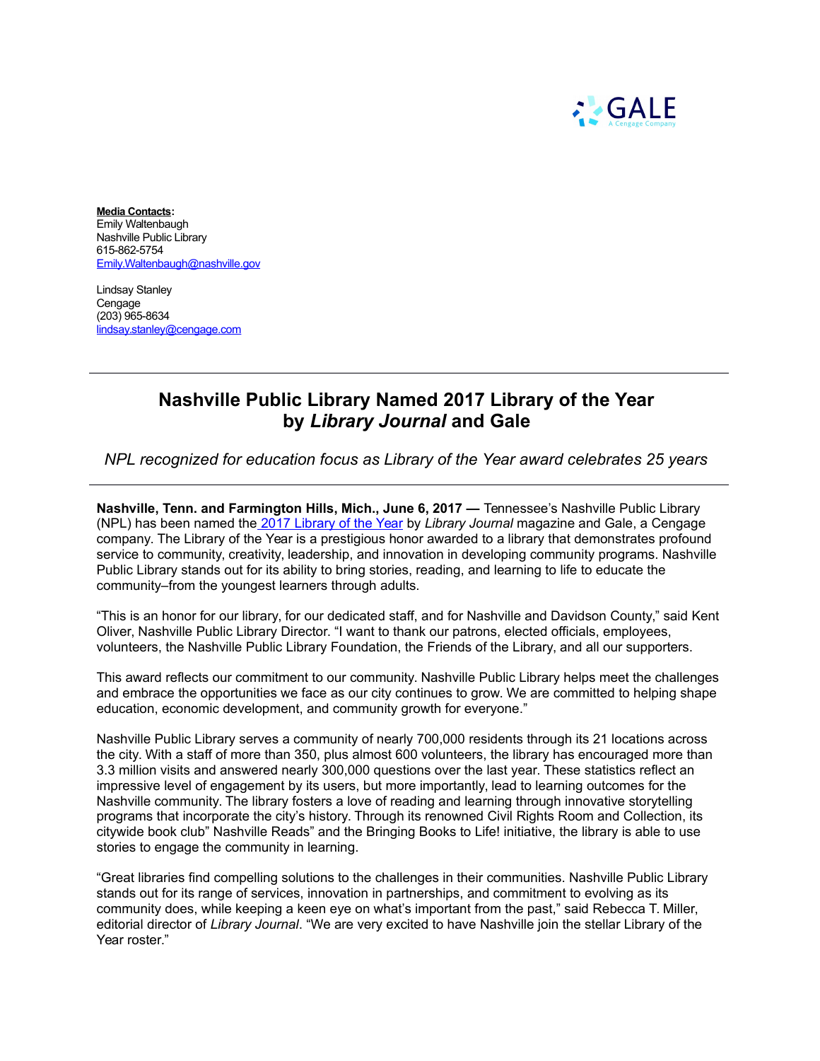**Media Contacts:**
Emily Waltenbaugh
Nashville Public Library
615-862-5754
Emily.Waltenbaugh@nashville.gov

Lindsay Stanley
Cengage
(203) 965-8634
lindsay.stanley@cengage.com

---

# Nashville Public Library Named 2017 Library of the Year by *Library Journal* and Gale

*NPL recognized for education focus as Library of the Year award celebrates 25 years*

---

**Nashville, Tenn. and Farmington Hills, Mich., June 6, 2017 —** Tennessee's Nashville Public Library (NPL) has been named the 2017 Library of the Year by *Library Journal* magazine and Gale, a Cengage company. The Library of the Year is a prestigious honor awarded to a library that demonstrates profound service to community, creativity, leadership, and innovation in developing community programs. Nashville Public Library stands out for its ability to bring stories, reading, and learning to life to educate the community–from the youngest learners through adults.

"This is an honor for our library, for our dedicated staff, and for Nashville and Davidson County," said Kent Oliver, Nashville Public Library Director. "I want to thank our patrons, elected officials, employees, volunteers, the Nashville Public Library Foundation, the Friends of the Library, and all our supporters.

This award reflects our commitment to our community. Nashville Public Library helps meet the challenges and embrace the opportunities we face as our city continues to grow. We are committed to helping shape education, economic development, and community growth for everyone."

Nashville Public Library serves a community of nearly 700,000 residents through its 21 locations across the city. With a staff of more than 350, plus almost 600 volunteers, the library has encouraged more than 3.3 million visits and answered nearly 300,000 questions over the last year. These statistics reflect an impressive level of engagement by its users, but more importantly, lead to learning outcomes for the Nashville community. The library fosters a love of reading and learning through innovative storytelling programs that incorporate the city's history. Through its renowned Civil Rights Room and Collection, its citywide book club" Nashville Reads" and the Bringing Books to Life! initiative, the library is able to use stories to engage the community in learning.

"Great libraries find compelling solutions to the challenges in their communities. Nashville Public Library stands out for its range of services, innovation in partnerships, and commitment to evolving as its community does, while keeping a keen eye on what's important from the past," said Rebecca T. Miller, editorial director of *Library Journal*. "We are very excited to have Nashville join the stellar Library of the Year roster."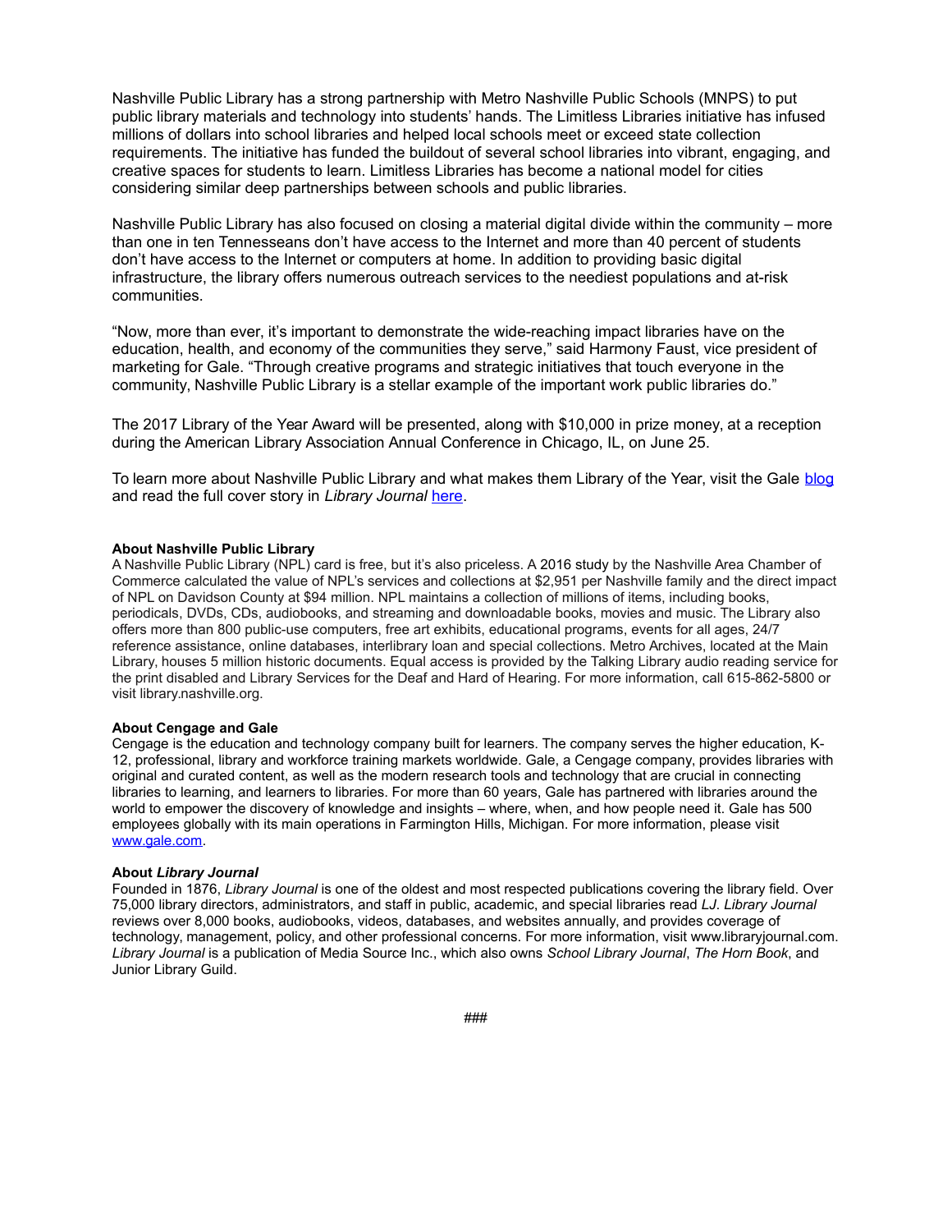Nashville Public Library has a strong partnership with Metro Nashville Public Schools (MNPS) to put public library materials and technology into students' hands. The Limitless Libraries initiative has infused millions of dollars into school libraries and helped local schools meet or exceed state collection requirements. The initiative has funded the buildout of several school libraries into vibrant, engaging, and creative spaces for students to learn. Limitless Libraries has become a national model for cities considering similar deep partnerships between schools and public libraries.

Nashville Public Library has also focused on closing a material digital divide within the community – more than one in ten Tennesseans don't have access to the Internet and more than 40 percent of students don't have access to the Internet or computers at home. In addition to providing basic digital infrastructure, the library offers numerous outreach services to the neediest populations and at-risk communities.

"Now, more than ever, it's important to demonstrate the wide-reaching impact libraries have on the education, health, and economy of the communities they serve," said Harmony Faust, vice president of marketing for Gale. "Through creative programs and strategic initiatives that touch everyone in the community, Nashville Public Library is a stellar example of the important work public libraries do."

The 2017 Library of the Year Award will be presented, along with $10,000 in prize money, at a reception during the American Library Association Annual Conference in Chicago, IL, on June 25.

To learn more about Nashville Public Library and what makes them Library of the Year, visit the Gale blog and read the full cover story in *Library Journal* here.

**About Nashville Public Library**
A Nashville Public Library (NPL) card is free, but it's also priceless. A 2016 study by the Nashville Area Chamber of Commerce calculated the value of NPL's services and collections at $2,951 per Nashville family and the direct impact of NPL on Davidson County at $94 million. NPL maintains a collection of millions of items, including books, periodicals, DVDs, CDs, audiobooks, and streaming and downloadable books, movies and music. The Library also offers more than 800 public-use computers, free art exhibits, educational programs, events for all ages, 24/7 reference assistance, online databases, interlibrary loan and special collections. Metro Archives, located at the Main Library, houses 5 million historic documents. Equal access is provided by the Talking Library audio reading service for the print disabled and Library Services for the Deaf and Hard of Hearing. For more information, call 615-862-5800 or visit library.nashville.org.

**About Cengage and Gale**
Cengage is the education and technology company built for learners. The company serves the higher education, K-12, professional, library and workforce training markets worldwide. Gale, a Cengage company, provides libraries with original and curated content, as well as the modern research tools and technology that are crucial in connecting libraries to learning, and learners to libraries. For more than 60 years, Gale has partnered with libraries around the world to empower the discovery of knowledge and insights – where, when, and how people need it. Gale has 500 employees globally with its main operations in Farmington Hills, Michigan. For more information, please visit www.gale.com.

**About *Library Journal***
Founded in 1876, *Library Journal* is one of the oldest and most respected publications covering the library field. Over 75,000 library directors, administrators, and staff in public, academic, and special libraries read *LJ*. *Library Journal* reviews over 8,000 books, audiobooks, videos, databases, and websites annually, and provides coverage of technology, management, policy, and other professional concerns. For more information, visit www.libraryjournal.com. *Library Journal* is a publication of Media Source Inc., which also owns *School Library Journal*, *The Horn Book*, and Junior Library Guild.

###